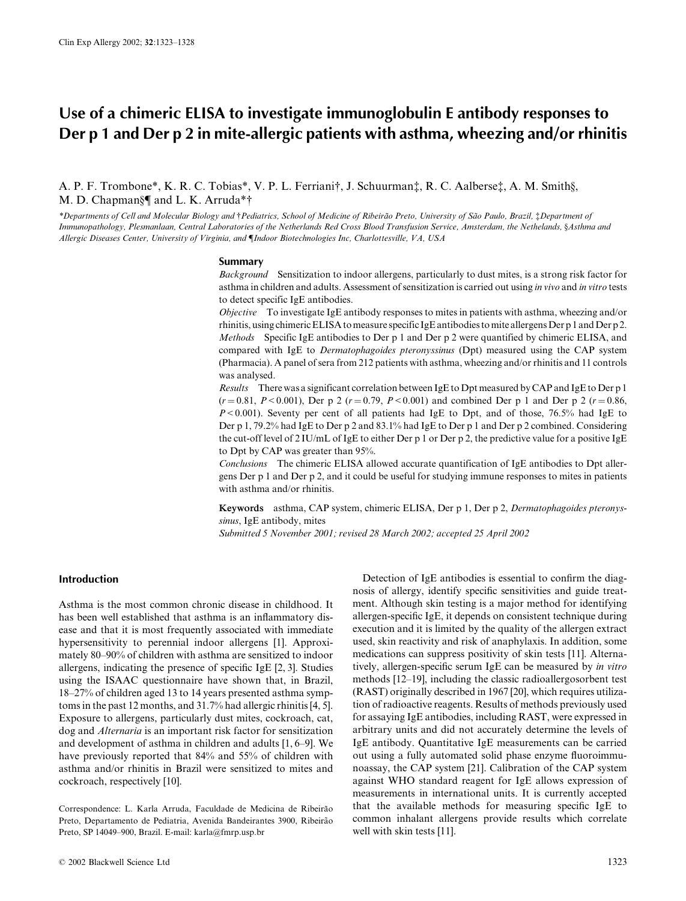# Use of a chimeric ELISA to investigate immunoglobulin E antibody responses to Der p 1 and Der p 2 in mite-allergic patients with asthma, wheezing and/or rhinitis

A. P. F. Trombone*, K. R. C. Tobias*, V. P. L. Ferriani†, J. Schuurman‡, R. C. Aalberse‡, A. M. Smith§, M. D. Chapman§¶ and L. K. Arruda*†

*Departments of Cell and Molecular Biology and †Pediatrics, School of Medicine of Ribeirão Preto, University of São Paulo, Brazil, ‡Department of Immunopathology, Plesmanlaan, Central Laboratories of the Netherlands Red Cross Blood Transfusion Service, Amsterdam, the Nethelands, §Asthma and Allergic Diseases Center, University of Virginia, and ¶Indoor Biotechnologies Inc, Charlottesville, VA, USA

## Summary

*Background* Sensitization to indoor allergens, particularly to dust mites, is a strong risk factor for asthma in children and adults. Assessment of sensitization is carried out using *in vivo* and *in vitro* tests to detect specific IgE antibodies.

*Objective* To investigate IgE antibody responses to mites in patients with asthma, wheezing and/or rhinitis, using chimeric ELISA to measure specific IgE antibodies to mite allergens Der p 1 and Der p 2.

*Methods* Specific IgE antibodies to Der p 1 and Der p 2 were quantified by chimeric ELISA, and compared with IgE to *Dermatophagoides pteronyssinus* (Dpt) measured using the CAP system (Pharmacia). A panel of sera from 212 patients with asthma, wheezing and/or rhinitis and 11 controls was analysed.

*Results* There was a significant correlation between IgE to Dpt measured by CAP and IgE to Der p 1 ($r = 0.81$, $P < 0.001$), Der p 2 ($r = 0.79$, $P < 0.001$) and combined Der p 1 and Der p 2 ($r = 0.86$, $P < 0.001$). Seventy per cent of all patients had IgE to Dpt, and of those, 76.5% had IgE to Der p 1, 79.2% had IgE to Der p 2 and 83.1% had IgE to Der p 1 and Der p 2 combined. Considering the cut-off level of 2 IU/mL of IgE to either Der p 1 or Der p 2, the predictive value for a positive IgE to Dpt by CAP was greater than 95%.

*Conclusions* The chimeric ELISA allowed accurate quantification of IgE antibodies to Dpt allergens Der p 1 and Der p 2, and it could be useful for studying immune responses to mites in patients with asthma and/or rhinitis.

**Keywords** asthma, CAP system, chimeric ELISA, Der p 1, Der p 2, *Dermatophagoides pteronyssinus*, IgE antibody, mites

*Submitted 5 November 2001; revised 28 March 2002; accepted 25 April 2002*

## Introduction

Asthma is the most common chronic disease in childhood. It has been well established that asthma is an inflammatory disease and that it is most frequently associated with immediate hypersensitivity to perennial indoor allergens [1]. Approximately 80–90% of children with asthma are sensitized to indoor allergens, indicating the presence of specific IgE [2, 3]. Studies using the ISAAC questionnaire have shown that, in Brazil, 18–27% of children aged 13 to 14 years presented asthma symptoms in the past 12 months, and 31.7% had allergic rhinitis [4, 5]. Exposure to allergens, particularly dust mites, cockroach, cat, dog and *Alternaria* is an important risk factor for sensitization and development of asthma in children and adults [1, 6–9]. We have previously reported that 84% and 55% of children with asthma and/or rhinitis in Brazil were sensitized to mites and cockroach, respectively [10].

Correspondence: L. Karla Arruda, Faculdade de Medicina de Ribeirão Preto, Departamento de Pediatria, Avenida Bandeirantes 3900, Ribeirão Preto, SP 14049–900, Brazil. E-mail: karla@fmrp.usp.br

Detection of IgE antibodies is essential to confirm the diagnosis of allergy, identify specific sensitivities and guide treatment. Although skin testing is a major method for identifying allergen-specific IgE, it depends on consistent technique during execution and it is limited by the quality of the allergen extract used, skin reactivity and risk of anaphylaxis. In addition, some medications can suppress positivity of skin tests [11]. Alternatively, allergen-specific serum IgE can be measured by *in vitro* methods [12–19], including the classic radioallergosorbent test (RAST) originally described in 1967 [20], which requires utilization of radioactive reagents. Results of methods previously used for assaying IgE antibodies, including RAST, were expressed in arbitrary units and did not accurately determine the levels of IgE antibody. Quantitative IgE measurements can be carried out using a fully automated solid phase enzyme fluoroimmunoassay, the CAP system [21]. Calibration of the CAP system against WHO standard reagent for IgE allows expression of measurements in international units. It is currently accepted that the available methods for measuring specific IgE to common inhalant allergens provide results which correlate well with skin tests [11].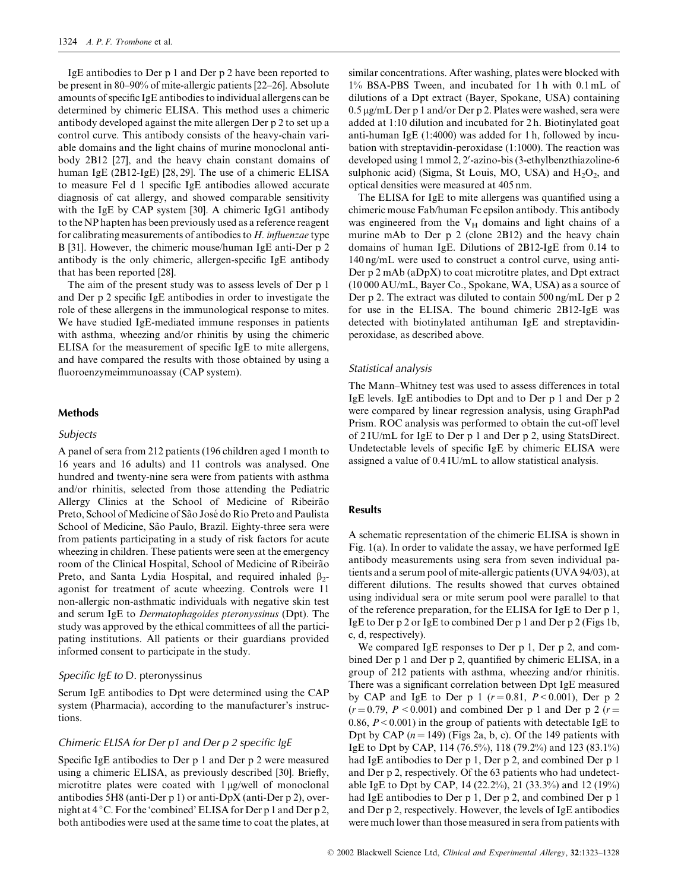IgE antibodies to Der p 1 and Der p 2 have been reported to be present in 80–90% of mite-allergic patients [22–26]. Absolute amounts of specific IgE antibodies to individual allergens can be determined by chimeric ELISA. This method uses a chimeric antibody developed against the mite allergen Der p 2 to set up a control curve. This antibody consists of the heavy-chain variable domains and the light chains of murine monoclonal antibody 2B12 [27], and the heavy chain constant domains of human IgE (2B12-IgE) [28, 29]. The use of a chimeric ELISA to measure Fel d 1 specific IgE antibodies allowed accurate diagnosis of cat allergy, and showed comparable sensitivity with the IgE by CAP system [30]. A chimeric IgG1 antibody to the NP hapten has been previously used as a reference reagent for calibrating measurements of antibodies to *H. influenzae* type B [31]. However, the chimeric mouse/human IgE anti-Der p 2 antibody is the only chimeric, allergen-specific IgE antibody that has been reported [28].

The aim of the present study was to assess levels of Der p 1 and Der p 2 specific IgE antibodies in order to investigate the role of these allergens in the immunological response to mites. We have studied IgE-mediated immune responses in patients with asthma, wheezing and/or rhinitis by using the chimeric ELISA for the measurement of specific IgE to mite allergens, and have compared the results with those obtained by using a fluoroenzymeimmunoassay (CAP system).

## Methods

### Subjects

A panel of sera from 212 patients (196 children aged 1 month to 16 years and 16 adults) and 11 controls was analysed. One hundred and twenty-nine sera were from patients with asthma and/or rhinitis, selected from those attending the Pediatric Allergy Clinics at the School of Medicine of Ribeirão Preto, School of Medicine of São José do Rio Preto and Paulista School of Medicine, São Paulo, Brazil. Eighty-three sera were from patients participating in a study of risk factors for acute wheezing in children. These patients were seen at the emergency room of the Clinical Hospital, School of Medicine of Ribeirão Preto, and Santa Lydia Hospital, and required inhaled $\beta_2$-agonist for treatment of acute wheezing. Controls were 11 non-allergic non-asthmatic individuals with negative skin test and serum IgE to *Dermatophagoides pteronyssinus* (Dpt). The study was approved by the ethical committees of all the participating institutions. All patients or their guardians provided informed consent to participate in the study.

### Specific IgE to D. pteronyssinus

Serum IgE antibodies to Dpt were determined using the CAP system (Pharmacia), according to the manufacturer's instructions.

### Chimeric ELISA for Der p1 and Der p 2 specific IgE

Specific IgE antibodies to Der p 1 and Der p 2 were measured using a chimeric ELISA, as previously described [30]. Briefly, microtitre plates were coated with 1 μg/well of monoclonal antibodies 5H8 (anti-Der p 1) or anti-DpX (anti-Der p 2), overnight at 4 °C. For the 'combined' ELISA for Der p 1 and Der p 2, both antibodies were used at the same time to coat the plates, at similar concentrations. After washing, plates were blocked with 1% BSA-PBS Tween, and incubated for 1 h with 0.1 mL of dilutions of a Dpt extract (Bayer, Spokane, USA) containing 0.5 μg/mL Der p 1 and/or Der p 2. Plates were washed, sera were added at 1:10 dilution and incubated for 2 h. Biotinylated goat anti-human IgE (1:4000) was added for 1 h, followed by incubation with streptavidin-peroxidase (1:1000). The reaction was developed using 1 mmol 2, 2′-azino-bis (3-ethylbenzthiazoline-6 sulphonic acid) (Sigma, St Louis, MO, USA) and $H_2O_2$, and optical densities were measured at 405 nm.

The ELISA for IgE to mite allergens was quantified using a chimeric mouse Fab/human Fc epsilon antibody. This antibody was engineered from the $V_H$ domains and light chains of a murine mAb to Der p 2 (clone 2B12) and the heavy chain domains of human IgE. Dilutions of 2B12-IgE from 0.14 to 140 ng/mL were used to construct a control curve, using anti-Der p 2 mAb (aDpX) to coat microtitre plates, and Dpt extract (10 000 AU/mL, Bayer Co., Spokane, WA, USA) as a source of Der p 2. The extract was diluted to contain 500 ng/mL Der p 2 for use in the ELISA. The bound chimeric 2B12-IgE was detected with biotinylated antihuman IgE and streptavidin-peroxidase, as described above.

### Statistical analysis

The Mann–Whitney test was used to assess differences in total IgE levels. IgE antibodies to Dpt and to Der p 1 and Der p 2 were compared by linear regression analysis, using GraphPad Prism. ROC analysis was performed to obtain the cut-off level of 2 IU/mL for IgE to Der p 1 and Der p 2, using StatsDirect. Undetectable levels of specific IgE by chimeric ELISA were assigned a value of 0.4 IU/mL to allow statistical analysis.

## Results

A schematic representation of the chimeric ELISA is shown in Fig. 1(a). In order to validate the assay, we have performed IgE antibody measurements using sera from seven individual patients and a serum pool of mite-allergic patients (UVA 94/03), at different dilutions. The results showed that curves obtained using individual sera or mite serum pool were parallel to that of the reference preparation, for the ELISA for IgE to Der p 1, IgE to Der p 2 or IgE to combined Der p 1 and Der p 2 (Figs 1b, c, d, respectively).

We compared IgE responses to Der p 1, Der p 2, and combined Der p 1 and Der p 2, quantified by chimeric ELISA, in a group of 212 patients with asthma, wheezing and/or rhinitis. There was a significant correlation between Dpt IgE measured by CAP and IgE to Der p 1 ($r = 0.81$, $P < 0.001$), Der p 2 ($r = 0.79$, $P < 0.001$) and combined Der p 1 and Der p 2 ($r = 0.86$, $P < 0.001$) in the group of patients with detectable IgE to Dpt by CAP ($n = 149$) (Figs 2a, b, c). Of the 149 patients with IgE to Dpt by CAP, 114 (76.5%), 118 (79.2%) and 123 (83.1%) had IgE antibodies to Der p 1, Der p 2, and combined Der p 1 and Der p 2, respectively. Of the 63 patients who had undetectable IgE to Dpt by CAP, 14 (22.2%), 21 (33.3%) and 12 (19%) had IgE antibodies to Der p 1, Der p 2, and combined Der p 1 and Der p 2, respectively. However, the levels of IgE antibodies were much lower than those measured in sera from patients with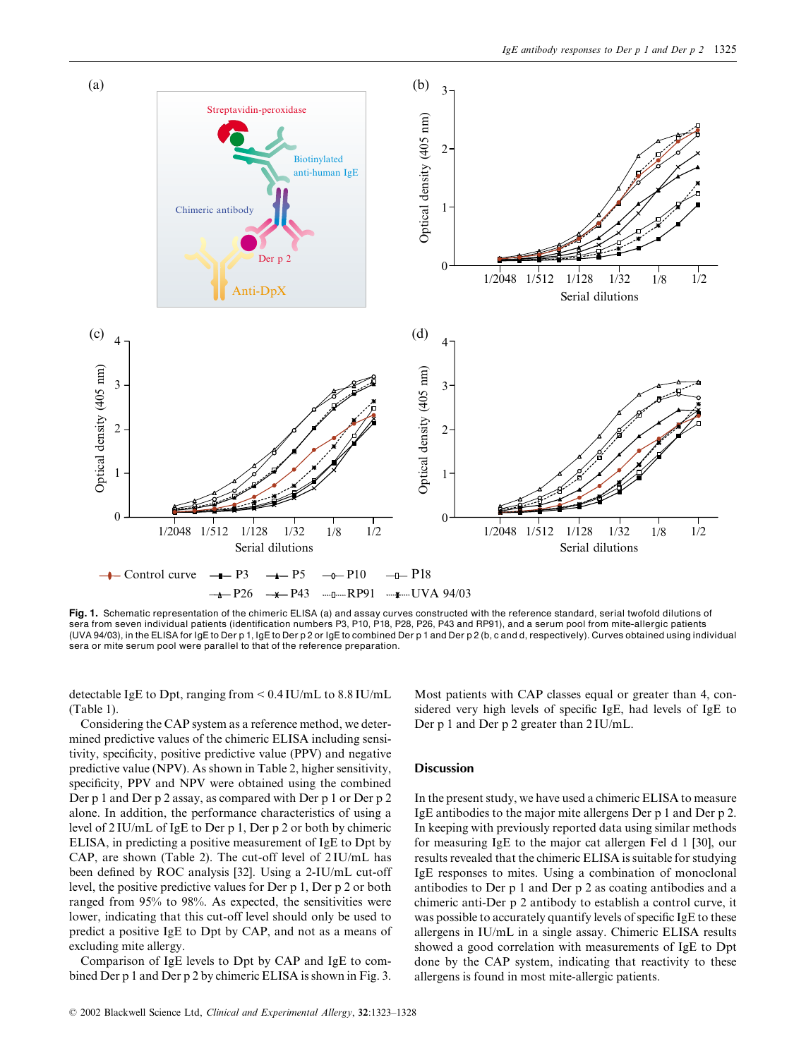**Fig. 1.** Schematic representation of the chimeric ELISA (a) and assay curves constructed with the reference standard, serial twofold dilutions of sera from seven individual patients (identification numbers P3, P10, P18, P28, P26, P43 and RP91), and a serum pool from mite-allergic patients (UVA 94/03), in the ELISA for IgE to Der p 1, IgE to Der p 2 or IgE to combined Der p 1 and Der p 2 (b, c and d, respectively). Curves obtained using individual sera or mite serum pool were parallel to that of the reference preparation.

detectable IgE to Dpt, ranging from < 0.4 IU/mL to 8.8 IU/mL (Table 1).

Considering the CAP system as a reference method, we determined predictive values of the chimeric ELISA including sensitivity, specificity, positive predictive value (PPV) and negative predictive value (NPV). As shown in Table 2, higher sensitivity, specificity, PPV and NPV were obtained using the combined Der p 1 and Der p 2 assay, as compared with Der p 1 or Der p 2 alone. In addition, the performance characteristics of using a level of 2 IU/mL of IgE to Der p 1, Der p 2 or both by chimeric ELISA, in predicting a positive measurement of IgE to Dpt by CAP, are shown (Table 2). The cut-off level of 2 IU/mL has been defined by ROC analysis [32]. Using a 2-IU/mL cut-off level, the positive predictive values for Der p 1, Der p 2 or both ranged from 95% to 98%. As expected, the sensitivities were lower, indicating that this cut-off level should only be used to predict a positive IgE to Dpt by CAP, and not as a means of excluding mite allergy.

Comparison of IgE levels to Dpt by CAP and IgE to combined Der p 1 and Der p 2 by chimeric ELISA is shown in Fig. 3. Most patients with CAP classes equal or greater than 4, considered very high levels of specific IgE, had levels of IgE to Der p 1 and Der p 2 greater than 2 IU/mL.

## Discussion

In the present study, we have used a chimeric ELISA to measure IgE antibodies to the major mite allergens Der p 1 and Der p 2. In keeping with previously reported data using similar methods for measuring IgE to the major cat allergen Fel d 1 [30], our results revealed that the chimeric ELISA is suitable for studying IgE responses to mites. Using a combination of monoclonal antibodies to Der p 1 and Der p 2 as coating antibodies and a chimeric anti-Der p 2 antibody to establish a control curve, it was possible to accurately quantify levels of specific IgE to these allergens in IU/mL in a single assay. Chimeric ELISA results showed a good correlation with measurements of IgE to Dpt done by the CAP system, indicating that reactivity to these allergens is found in most mite-allergic patients.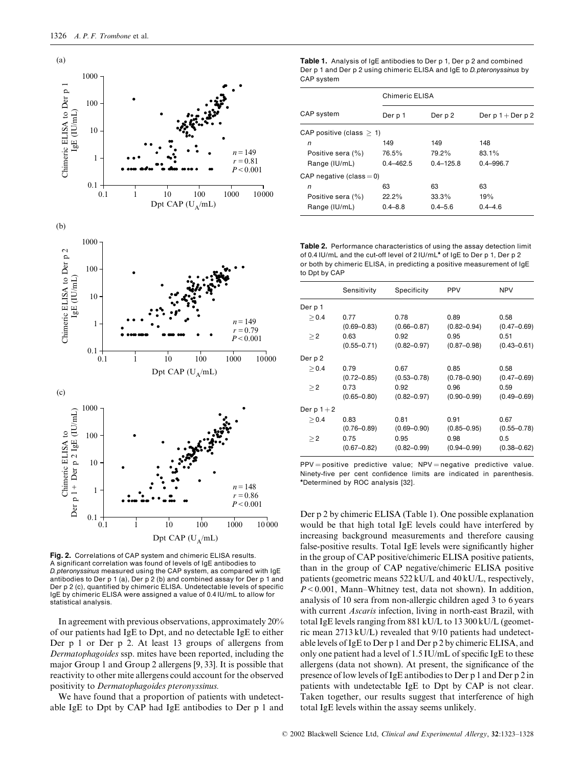**Fig. 2.** Correlations of CAP system and chimeric ELISA results. A significant correlation was found of levels of IgE antibodies to *D. pteronyssinus* measured using the CAP system, as compared with IgE antibodies to Der p 1 (a), Der p 2 (b) and combined assay for Der p 1 and Der p 2 (c), quantified by chimeric ELISA. Undetectable levels of specific IgE by chimeric ELISA were assigned a value of 0.4 IU/mL to allow for statistical analysis.

In agreement with previous observations, approximately 20% of our patients had IgE to Dpt, and no detectable IgE to either Der p 1 or Der p 2. At least 13 groups of allergens from *Dermatophagoides* ssp. mites have been reported, including the major Group 1 and Group 2 allergens [9, 33]. It is possible that reactivity to other mite allergens could account for the observed positivity to *Dermatophagoides pteronyssinus.*

We have found that a proportion of patients with undetectable IgE to Dpt by CAP had IgE antibodies to Der p 1 and Der p 2 by chimeric ELISA (Table 1). One possible explanation would be that high total IgE levels could have interfered by increasing background measurements and therefore causing false-positive results. Total IgE levels were significantly higher in the group of CAP positive/chimeric ELISA positive patients, than in the group of CAP negative/chimeric ELISA positive patients (geometric means 522 kU/L and 40 kU/L, respectively, $P < 0.001$, Mann–Whitney test, data not shown). In addition, analysis of 10 sera from non-allergic children aged 3 to 6 years with current *Ascaris* infection, living in north-east Brazil, with total IgE levels ranging from 881 kU/L to 13 300 kU/L (geometric mean 2713 kU/L) revealed that 9/10 patients had undetectable levels of IgE to Der p 1 and Der p 2 by chimeric ELISA, and only one patient had a level of 1.5 IU/mL of specific IgE to these allergens (data not shown). At present, the significance of the presence of low levels of IgE antibodies to Der p 1 and Der p 2 in patients with undetectable IgE to Dpt by CAP is not clear. Taken together, our results suggest that interference of high total IgE levels within the assay seems unlikely.

**Table 1.** Analysis of IgE antibodies to Der p 1, Der p 2 and combined Der p 1 and Der p 2 using chimeric ELISA and IgE to *D. pteronyssinus* by CAP system

| CAP system | Chimeric ELISA | | |
|---|---|---|---|
| | Der p 1 | Der p 2 | Der p 1 + Der p 2 |
| CAP positive (class ≥ 1) | | | |
| *n* | 149 | 149 | 148 |
| Positive sera (%) | 76.5% | 79.2% | 83.1% |
| Range (IU/mL) | 0.4–462.5 | 0.4–125.8 | 0.4–996.7 |
| CAP negative (class = 0) | | | |
| *n* | 63 | 63 | 63 |
| Positive sera (%) | 22.2% | 33.3% | 19% |
| Range (IU/mL) | 0.4–8.8 | 0.4–5.6 | 0.4–4.6 |

**Table 2.** Performance characteristics of using the assay detection limit of 0.4 IU/mL and the cut-off level of 2 IU/mL* of IgE to Der p 1, Der p 2 or both by chimeric ELISA, in predicting a positive measurement of IgE to Dpt by CAP

| | Sensitivity | Specificity | PPV | NPV |
|---|---|---|---|---|
| Der p 1 | | | | |
| ≥ 0.4 | 0.77 (0.69–0.83) | 0.78 (0.66–0.87) | 0.89 (0.82–0.94) | 0.58 (0.47–0.69) |
| ≥ 2 | 0.63 (0.55–0.71) | 0.92 (0.82–0.97) | 0.95 (0.87–0.98) | 0.51 (0.43–0.61) |
| Der p 2 | | | | |
| ≥ 0.4 | 0.79 (0.72–0.85) | 0.67 (0.53–0.78) | 0.85 (0.78–0.90) | 0.58 (0.47–0.69) |
| ≥ 2 | 0.73 (0.65–0.80) | 0.92 (0.82–0.97) | 0.96 (0.90–0.99) | 0.59 (0.49–0.69) |
| Der p 1 + 2 | | | | |
| ≥ 0.4 | 0.83 (0.76–0.89) | 0.81 (0.69–0.90) | 0.91 (0.85–0.95) | 0.67 (0.55–0.78) |
| ≥ 2 | 0.75 (0.67–0.82) | 0.95 (0.82–0.99) | 0.98 (0.94–0.99) | 0.5 (0.38–0.62) |

PPV = positive predictive value; NPV = negative predictive value. Ninety-five per cent confidence limits are indicated in parenthesis. *Determined by ROC analysis [32].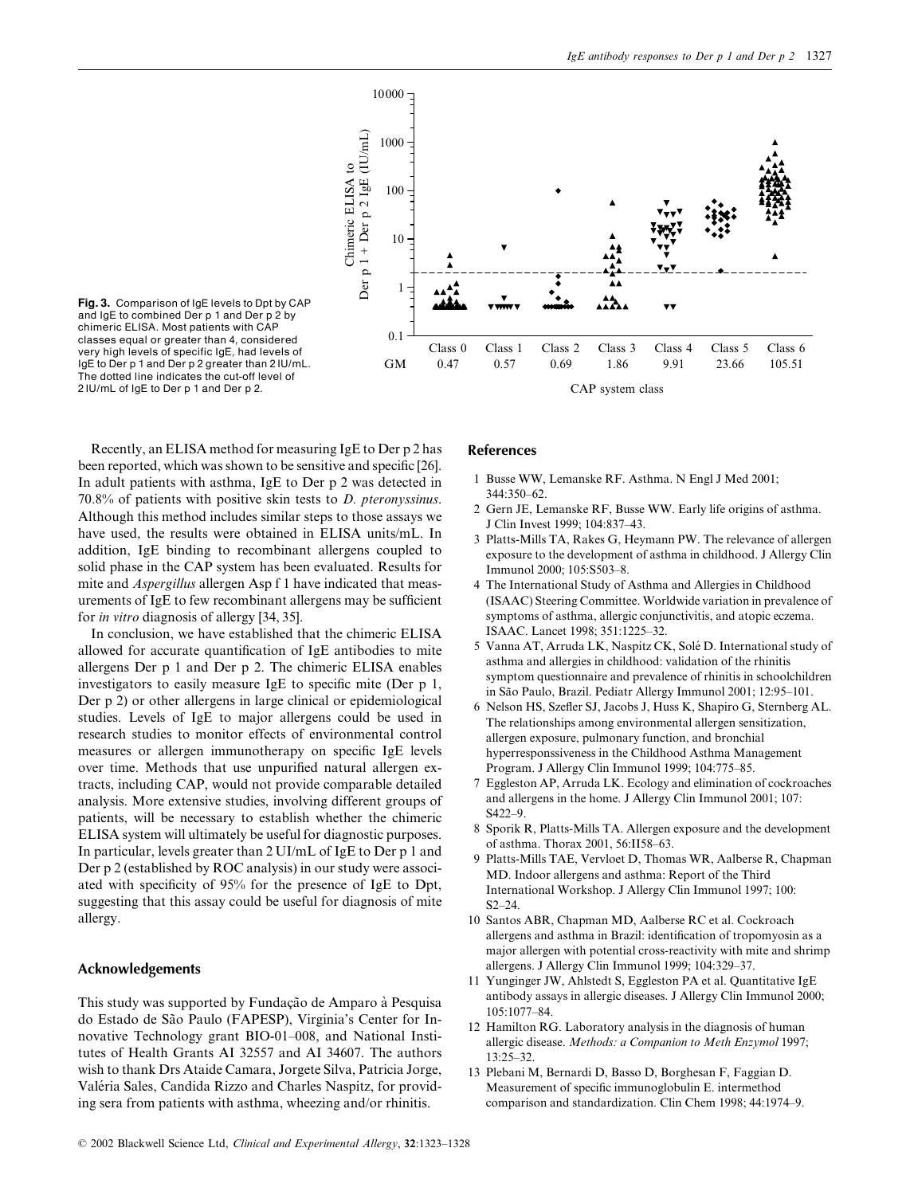**Fig. 3.** Comparison of IgE levels to Dpt by CAP and IgE to combined Der p 1 and Der p 2 by chimeric ELISA. Most patients with CAP classes equal or greater than 4, considered very high levels of specific IgE, had levels of IgE to Der p 1 and Der p 2 greater than 2 IU/mL. The dotted line indicates the cut-off level of 2 IU/mL of IgE to Der p 1 and Der p 2.

Recently, an ELISA method for measuring IgE to Der p 2 has been reported, which was shown to be sensitive and specific [26]. In adult patients with asthma, IgE to Der p 2 was detected in 70.8% of patients with positive skin tests to *D. pteronyssinus*. Although this method includes similar steps to those assays we have used, the results were obtained in ELISA units/mL. In addition, IgE binding to recombinant allergens coupled to solid phase in the CAP system has been evaluated. Results for mite and *Aspergillus* allergen Asp f 1 have indicated that measurements of IgE to few recombinant allergens may be sufficient for *in vitro* diagnosis of allergy [34, 35].

In conclusion, we have established that the chimeric ELISA allowed for accurate quantification of IgE antibodies to mite allergens Der p 1 and Der p 2. The chimeric ELISA enables investigators to easily measure IgE to specific mite (Der p 1, Der p 2) or other allergens in large clinical or epidemiological studies. Levels of IgE to major allergens could be used in research studies to monitor effects of environmental control measures or allergen immunotherapy on specific IgE levels over time. Methods that use unpurified natural allergen extracts, including CAP, would not provide comparable detailed analysis. More extensive studies, involving different groups of patients, will be necessary to establish whether the chimeric ELISA system will ultimately be useful for diagnostic purposes. In particular, levels greater than 2 UI/mL of IgE to Der p 1 and Der p 2 (established by ROC analysis) in our study were associated with specificity of 95% for the presence of IgE to Dpt, suggesting that this assay could be useful for diagnosis of mite allergy.

## Acknowledgements

This study was supported by Fundação de Amparo à Pesquisa do Estado de São Paulo (FAPESP), Virginia's Center for Innovative Technology grant BIO-01–008, and National Institutes of Health Grants AI 32557 and AI 34607. The authors wish to thank Drs Ataide Camara, Jorgete Silva, Patricia Jorge, Valéria Sales, Candida Rizzo and Charles Naspitz, for providing sera from patients with asthma, wheezing and/or rhinitis.

## References

1 Busse WW, Lemanske RF. Asthma. N Engl J Med 2001; 344:350–62.

2 Gern JE, Lemanske RF, Busse WW. Early life origins of asthma. J Clin Invest 1999; 104:837–43.

3 Platts-Mills TA, Rakes G, Heymann PW. The relevance of allergen exposure to the development of asthma in childhood. J Allergy Clin Immunol 2000; 105:S503–8.

4 The International Study of Asthma and Allergies in Childhood (ISAAC) Steering Committee. Worldwide variation in prevalence of symptoms of asthma, allergic conjunctivitis, and atopic eczema. ISAAC. Lancet 1998; 351:1225–32.

5 Vanna AT, Arruda LK, Naspitz CK, Solé D. International study of asthma and allergies in childhood: validation of the rhinitis symptom questionnaire and prevalence of rhinitis in schoolchildren in São Paulo, Brazil. Pediatr Allergy Immunol 2001; 12:95–101.

6 Nelson HS, Szefler SJ, Jacobs J, Huss K, Shapiro G, Sternberg AL. The relationships among environmental allergen sensitization, allergen exposure, pulmonary function, and bronchial hyperresponssiveness in the Childhood Asthma Management Program. J Allergy Clin Immunol 1999; 104:775–85.

7 Eggleston AP, Arruda LK. Ecology and elimination of cockroaches and allergens in the home. J Allergy Clin Immunol 2001; 107: S422–9.

8 Sporik R, Platts-Mills TA. Allergen exposure and the development of asthma. Thorax 2001, 56:II58–63.

9 Platts-Mills TAE, Vervloet D, Thomas WR, Aalberse R, Chapman MD. Indoor allergens and asthma: Report of the Third International Workshop. J Allergy Clin Immunol 1997; 100: S2–24.

10 Santos ABR, Chapman MD, Aalberse RC et al. Cockroach allergens and asthma in Brazil: identification of tropomyosin as a major allergen with potential cross-reactivity with mite and shrimp allergens. J Allergy Clin Immunol 1999; 104:329–37.

11 Yunginger JW, Ahlstedt S, Eggleston PA et al. Quantitative IgE antibody assays in allergic diseases. J Allergy Clin Immunol 2000; 105:1077–84.

12 Hamilton RG. Laboratory analysis in the diagnosis of human allergic disease. *Methods: a Companion to Meth Enzymol* 1997; 13:25–32.

13 Plebani M, Bernardi D, Basso D, Borghesan F, Faggian D. Measurement of specific immunoglobulin E. intermethod comparison and standardization. Clin Chem 1998; 44:1974–9.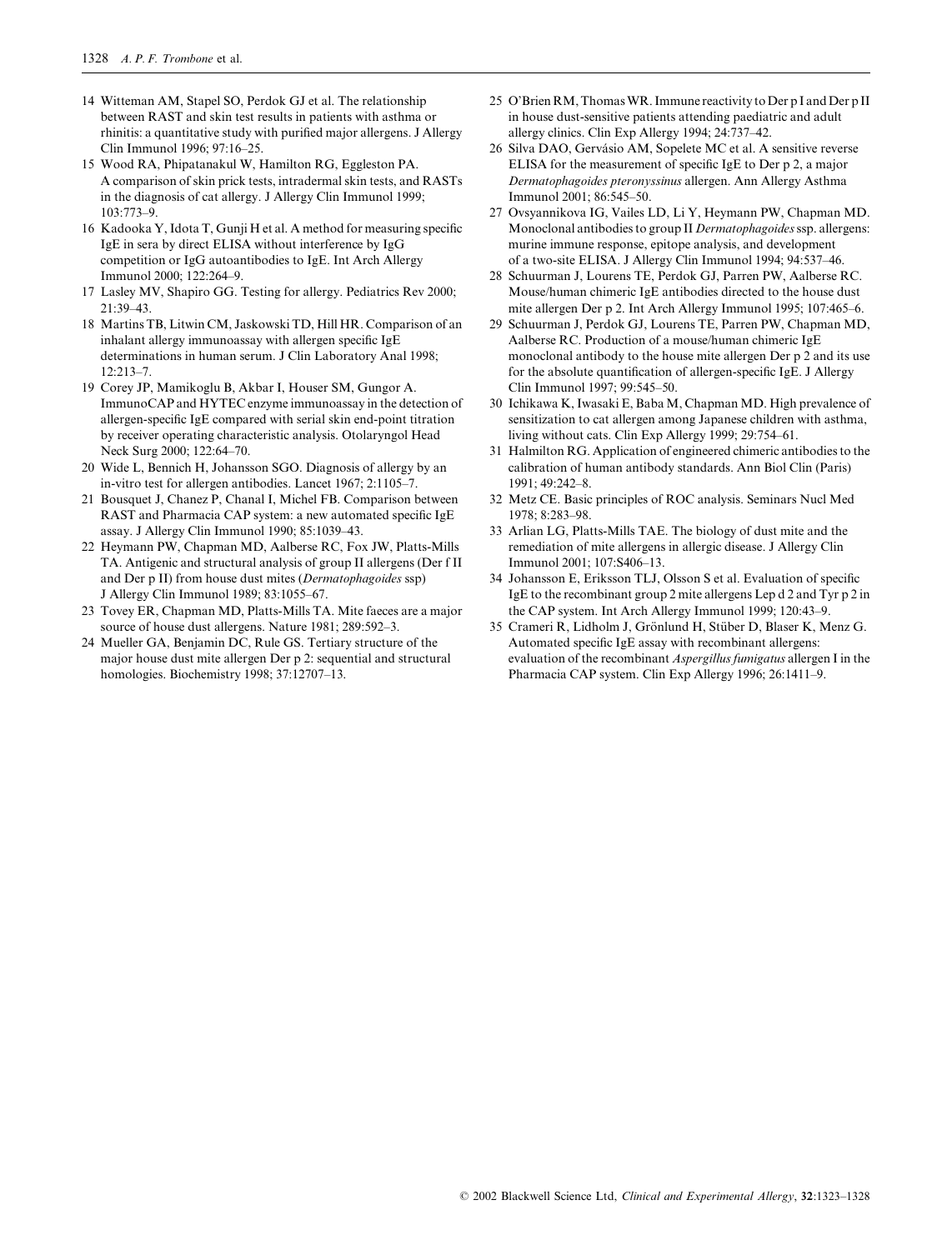14 Witteman AM, Stapel SO, Perdok GJ et al. The relationship between RAST and skin test results in patients with asthma or rhinitis: a quantitative study with purified major allergens. J Allergy Clin Immunol 1996; 97:16–25.

15 Wood RA, Phipatanakul W, Hamilton RG, Eggleston PA. A comparison of skin prick tests, intradermal skin tests, and RASTs in the diagnosis of cat allergy. J Allergy Clin Immunol 1999; 103:773–9.

16 Kadooka Y, Idota T, Gunji H et al. A method for measuring specific IgE in sera by direct ELISA without interference by IgG competition or IgG autoantibodies to IgE. Int Arch Allergy Immunol 2000; 122:264–9.

17 Lasley MV, Shapiro GG. Testing for allergy. Pediatrics Rev 2000; 21:39–43.

18 Martins TB, Litwin CM, Jaskowski TD, Hill HR. Comparison of an inhalant allergy immunoassay with allergen specific IgE determinations in human serum. J Clin Laboratory Anal 1998; 12:213–7.

19 Corey JP, Mamikoglu B, Akbar I, Houser SM, Gungor A. ImmunoCAP and HYTEC enzyme immunoassay in the detection of allergen-specific IgE compared with serial skin end-point titration by receiver operating characteristic analysis. Otolaryngol Head Neck Surg 2000; 122:64–70.

20 Wide L, Bennich H, Johansson SGO. Diagnosis of allergy by an in-vitro test for allergen antibodies. Lancet 1967; 2:1105–7.

21 Bousquet J, Chanez P, Chanal I, Michel FB. Comparison between RAST and Pharmacia CAP system: a new automated specific IgE assay. J Allergy Clin Immunol 1990; 85:1039–43.

22 Heymann PW, Chapman MD, Aalberse RC, Fox JW, Platts-Mills TA. Antigenic and structural analysis of group II allergens (Der f II and Der p II) from house dust mites (*Dermatophagoides* ssp) J Allergy Clin Immunol 1989; 83:1055–67.

23 Tovey ER, Chapman MD, Platts-Mills TA. Mite faeces are a major source of house dust allergens. Nature 1981; 289:592–3.

24 Mueller GA, Benjamin DC, Rule GS. Tertiary structure of the major house dust mite allergen Der p 2: sequential and structural homologies. Biochemistry 1998; 37:12707–13.

25 O'Brien RM, Thomas WR. Immune reactivity to Der p I and Der p II in house dust-sensitive patients attending paediatric and adult allergy clinics. Clin Exp Allergy 1994; 24:737–42.

26 Silva DAO, Gervásio AM, Sopelete MC et al. A sensitive reverse ELISA for the measurement of specific IgE to Der p 2, a major *Dermatophagoides pteronyssinus* allergen. Ann Allergy Asthma Immunol 2001; 86:545–50.

27 Ovsyannikova IG, Vailes LD, Li Y, Heymann PW, Chapman MD. Monoclonal antibodies to group II *Dermatophagoides* ssp. allergens: murine immune response, epitope analysis, and development of a two-site ELISA. J Allergy Clin Immunol 1994; 94:537–46.

28 Schuurman J, Lourens TE, Perdok GJ, Parren PW, Aalberse RC. Mouse/human chimeric IgE antibodies directed to the house dust mite allergen Der p 2. Int Arch Allergy Immunol 1995; 107:465–6.

29 Schuurman J, Perdok GJ, Lourens TE, Parren PW, Chapman MD, Aalberse RC. Production of a mouse/human chimeric IgE monoclonal antibody to the house mite allergen Der p 2 and its use for the absolute quantification of allergen-specific IgE. J Allergy Clin Immunol 1997; 99:545–50.

30 Ichikawa K, Iwasaki E, Baba M, Chapman MD. High prevalence of sensitization to cat allergen among Japanese children with asthma, living without cats. Clin Exp Allergy 1999; 29:754–61.

31 Halmilton RG. Application of engineered chimeric antibodies to the calibration of human antibody standards. Ann Biol Clin (Paris) 1991; 49:242–8.

32 Metz CE. Basic principles of ROC analysis. Seminars Nucl Med 1978; 8:283–98.

33 Arlian LG, Platts-Mills TAE. The biology of dust mite and the remediation of mite allergens in allergic disease. J Allergy Clin Immunol 2001; 107:S406–13.

34 Johansson E, Eriksson TLJ, Olsson S et al. Evaluation of specific IgE to the recombinant group 2 mite allergens Lep d 2 and Tyr p 2 in the CAP system. Int Arch Allergy Immunol 1999; 120:43–9.

35 Crameri R, Lidholm J, Grönlund H, Stüber D, Blaser K, Menz G. Automated specific IgE assay with recombinant allergens: evaluation of the recombinant *Aspergillus fumigatus* allergen I in the Pharmacia CAP system. Clin Exp Allergy 1996; 26:1411–9.